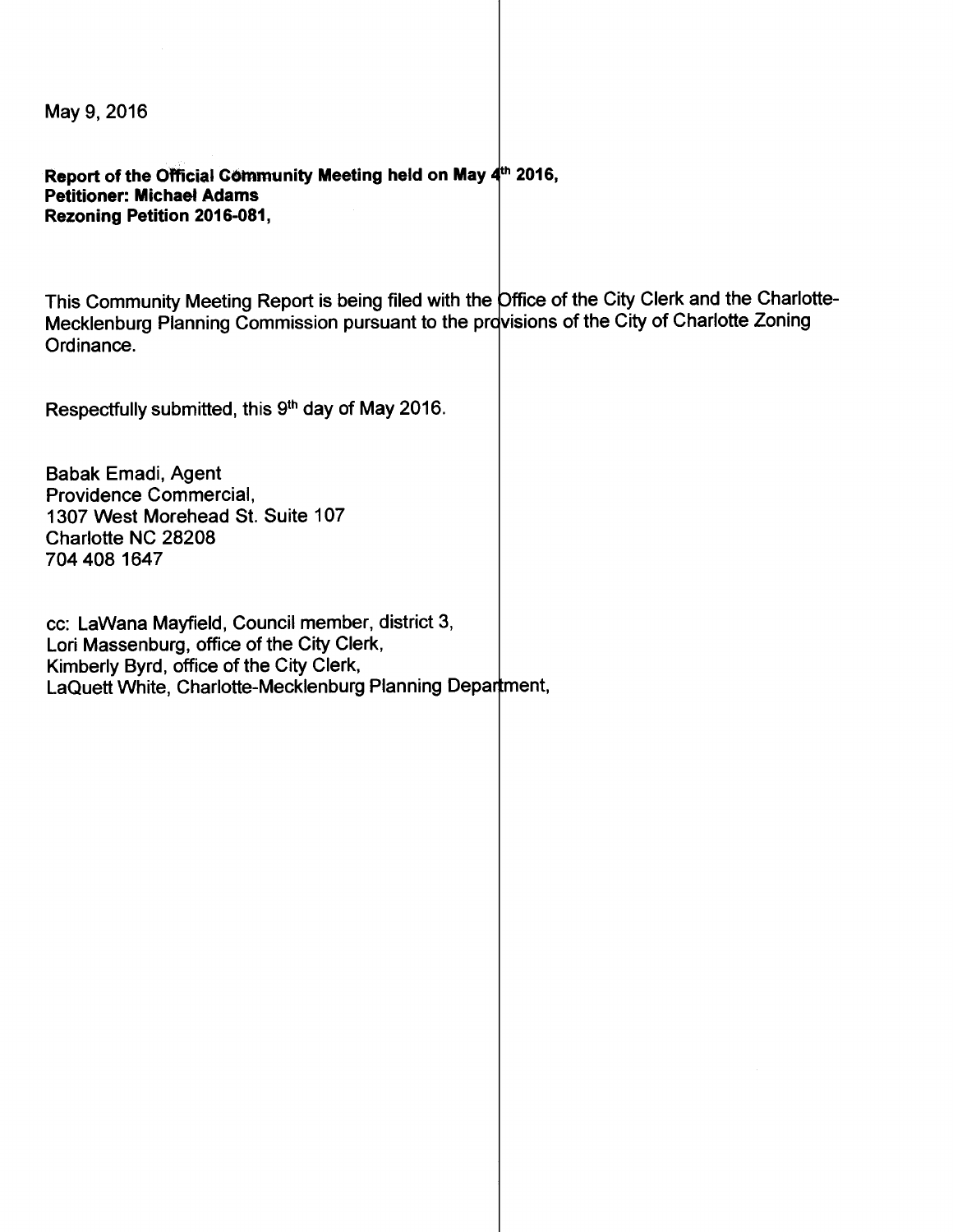May 9, 2016

**Report of the Official Community Meeting held on May 4th 2016,**
**Petitioner: Michael Adams**
**Rezoning Petition 2016-081,**

This Community Meeting Report is being filed with the Office of the City Clerk and the Charlotte-Mecklenburg Planning Commission pursuant to the provisions of the City of Charlotte Zoning Ordinance.

Respectfully submitted, this 9th day of May 2016.

Babak Emadi, Agent
Providence Commercial,
1307 West Morehead St. Suite 107
Charlotte NC 28208
704 408 1647

cc: LaWana Mayfield, Council member, district 3,
Lori Massenburg, office of the City Clerk,
Kimberly Byrd, office of the City Clerk,
LaQuett White, Charlotte-Mecklenburg Planning Department,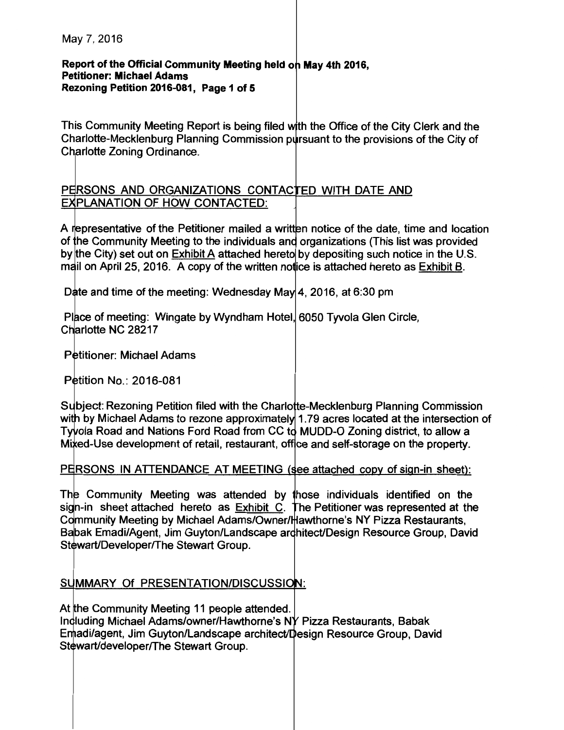May 7, 2016

**Report of the Official Community Meeting held on May 4th 2016,**
**Petitioner: Michael Adams**
**Rezoning Petition 2016-081, Page 1 of 5**

This Community Meeting Report is being filed with the Office of the City Clerk and the Charlotte-Mecklenburg Planning Commission pursuant to the provisions of the City of Charlotte Zoning Ordinance.

## PERSONS AND ORGANIZATIONS CONTACTED WITH DATE AND EXPLANATION OF HOW CONTACTED:

A representative of the Petitioner mailed a written notice of the date, time and location of the Community Meeting to the individuals and organizations (This list was provided by the City) set out on Exhibit A attached hereto by depositing such notice in the U.S. mail on April 25, 2016. A copy of the written notice is attached hereto as Exhibit B.

Date and time of the meeting: Wednesday May 4, 2016, at 6:30 pm

Place of meeting: Wingate by Wyndham Hotel, 6050 Tyvola Glen Circle, Charlotte NC 28217

Petitioner: Michael Adams

Petition No.: 2016-081

Subject: Rezoning Petition filed with the Charlotte-Mecklenburg Planning Commission with by Michael Adams to rezone approximately 1.79 acres located at the intersection of Tyvola Road and Nations Ford Road from CC to MUDD-O Zoning district, to allow a Mixed-Use development of retail, restaurant, office and self-storage on the property.

## PERSONS IN ATTENDANCE AT MEETING (see attached copy of sign-in sheet):

The Community Meeting was attended by those individuals identified on the sign-in sheet attached hereto as Exhibit C. The Petitioner was represented at the Community Meeting by Michael Adams/Owner/Hawthorne's NY Pizza Restaurants, Babak Emadi/Agent, Jim Guyton/Landscape architect/Design Resource Group, David Stewart/Developer/The Stewart Group.

## SUMMARY Of PRESENTATION/DISCUSSION:

At the Community Meeting 11 people attended.
Including Michael Adams/owner/Hawthorne's NY Pizza Restaurants, Babak Emadi/agent, Jim Guyton/Landscape architect/Design Resource Group, David Stewart/developer/The Stewart Group.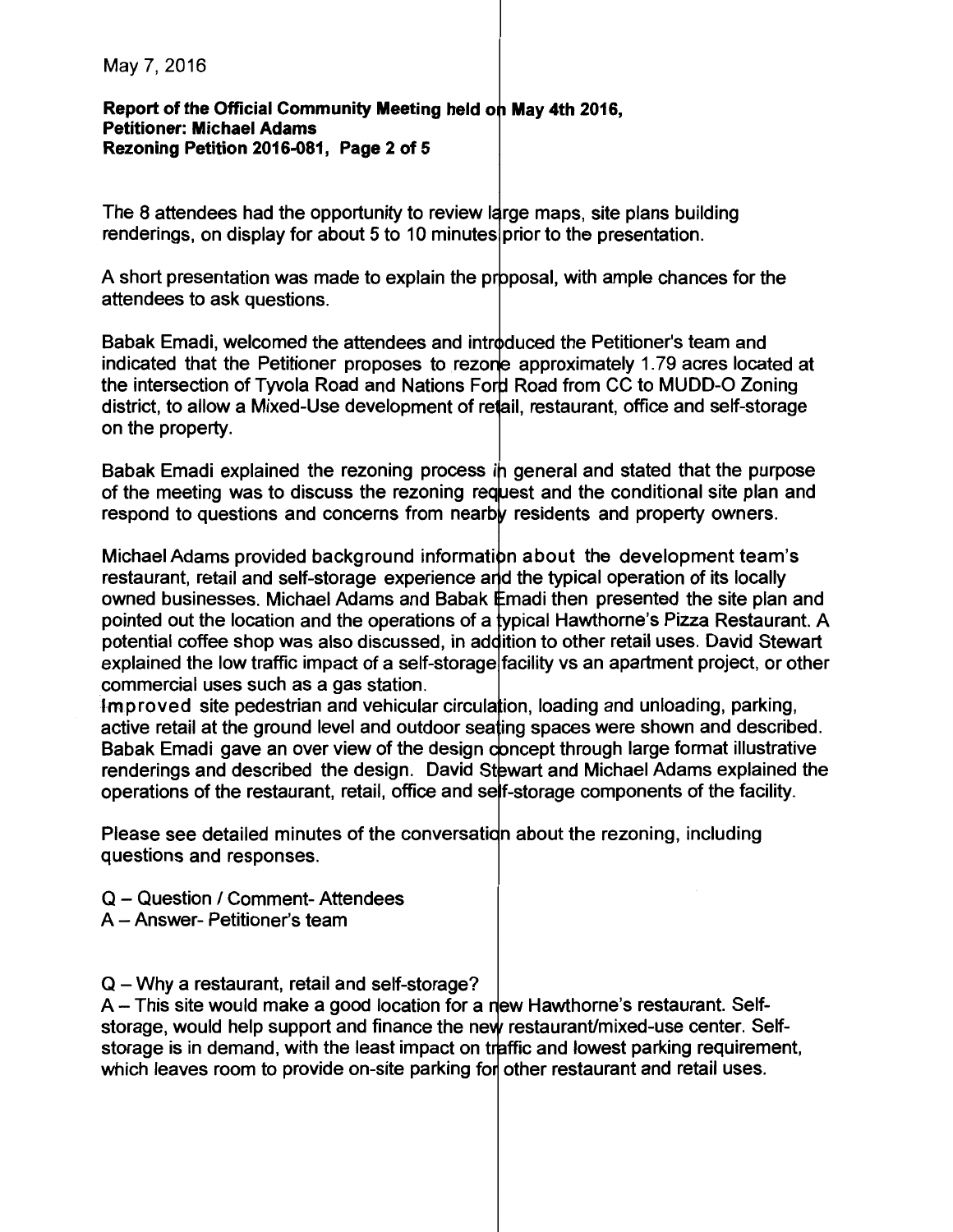May 7, 2016

**Report of the Official Community Meeting held on May 4th 2016,**
**Petitioner: Michael Adams**
**Rezoning Petition 2016-081, Page 2 of 5**

The 8 attendees had the opportunity to review large maps, site plans building renderings, on display for about 5 to 10 minutes prior to the presentation.

A short presentation was made to explain the proposal, with ample chances for the attendees to ask questions.

Babak Emadi, welcomed the attendees and introduced the Petitioner's team and indicated that the Petitioner proposes to rezone approximately 1.79 acres located at the intersection of Tyvola Road and Nations Ford Road from CC to MUDD-O Zoning district, to allow a Mixed-Use development of retail, restaurant, office and self-storage on the property.

Babak Emadi explained the rezoning process in general and stated that the purpose of the meeting was to discuss the rezoning request and the conditional site plan and respond to questions and concerns from nearby residents and property owners.

Michael Adams provided background information about the development team's restaurant, retail and self-storage experience and the typical operation of its locally owned businesses. Michael Adams and Babak Emadi then presented the site plan and pointed out the location and the operations of a typical Hawthorne's Pizza Restaurant. A potential coffee shop was also discussed, in addition to other retail uses. David Stewart explained the low traffic impact of a self-storage facility vs an apartment project, or other commercial uses such as a gas station.
Improved site pedestrian and vehicular circulation, loading and unloading, parking, active retail at the ground level and outdoor seating spaces were shown and described. Babak Emadi gave an over view of the design concept through large format illustrative renderings and described the design. David Stewart and Michael Adams explained the operations of the restaurant, retail, office and self-storage components of the facility.

Please see detailed minutes of the conversation about the rezoning, including questions and responses.

Q – Question / Comment- Attendees
A – Answer- Petitioner's team

Q – Why a restaurant, retail and self-storage?
A – This site would make a good location for a new Hawthorne's restaurant. Self-storage, would help support and finance the new restaurant/mixed-use center. Self-storage is in demand, with the least impact on traffic and lowest parking requirement, which leaves room to provide on-site parking for other restaurant and retail uses.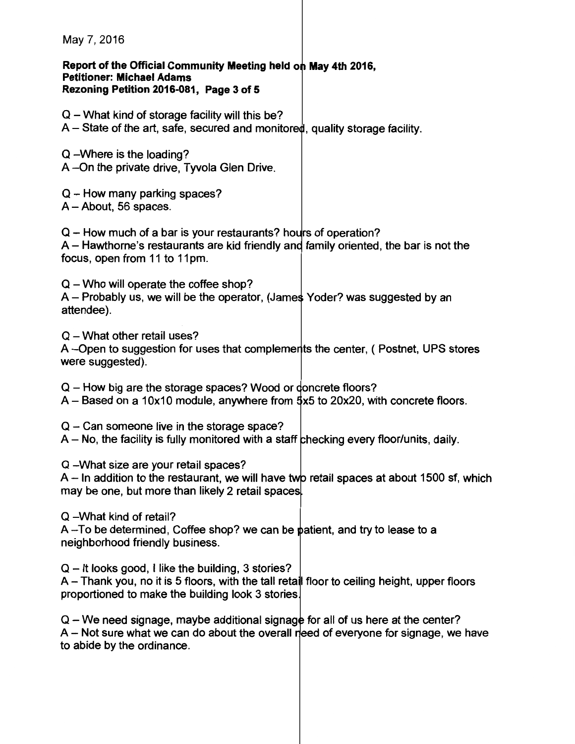May 7, 2016

**Report of the Official Community Meeting held on May 4th 2016,**
**Petitioner: Michael Adams**
**Rezoning Petition 2016-081, Page 3 of 5**

Q – What kind of storage facility will this be?
A – State of the art, safe, secured and monitored, quality storage facility.

Q –Where is the loading?
A –On the private drive, Tyvola Glen Drive.

Q – How many parking spaces?
A – About, 56 spaces.

Q – How much of a bar is your restaurants? hours of operation?
A – Hawthorne's restaurants are kid friendly and family oriented, the bar is not the focus, open from 11 to 11pm.

Q – Who will operate the coffee shop?
A – Probably us, we will be the operator, (James Yoder? was suggested by an attendee).

Q – What other retail uses?
A –Open to suggestion for uses that complements the center, ( Postnet, UPS stores were suggested).

Q – How big are the storage spaces? Wood or concrete floors?
A – Based on a 10x10 module, anywhere from 5x5 to 20x20, with concrete floors.

Q – Can someone live in the storage space?
A – No, the facility is fully monitored with a staff checking every floor/units, daily.

Q –What size are your retail spaces?
A – In addition to the restaurant, we will have two retail spaces at about 1500 sf, which may be one, but more than likely 2 retail spaces.

Q –What kind of retail?
A –To be determined, Coffee shop? we can be patient, and try to lease to a neighborhood friendly business.

Q – It looks good, I like the building, 3 stories?
A – Thank you, no it is 5 floors, with the tall retail floor to ceiling height, upper floors proportioned to make the building look 3 stories.

Q – We need signage, maybe additional signage for all of us here at the center?
A – Not sure what we can do about the overall need of everyone for signage, we have to abide by the ordinance.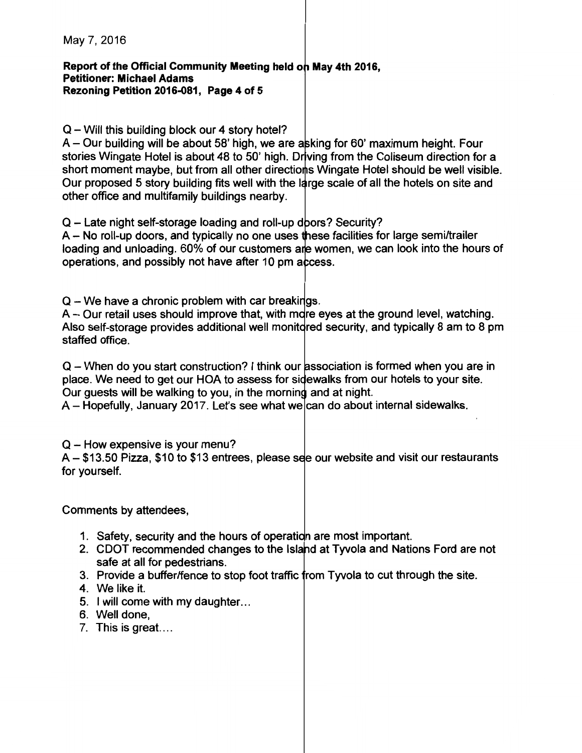May 7, 2016

**Report of the Official Community Meeting held on May 4th 2016,**
**Petitioner: Michael Adams**
**Rezoning Petition 2016-081, Page 4 of 5**

Q – Will this building block our 4 story hotel?
A – Our building will be about 58' high, we are asking for 60' maximum height. Four stories Wingate Hotel is about 48 to 50' high. Driving from the Coliseum direction for a short moment maybe, but from all other directions Wingate Hotel should be well visible. Our proposed 5 story building fits well with the large scale of all the hotels on site and other office and multifamily buildings nearby.

Q – Late night self-storage loading and roll-up doors? Security?
A – No roll-up doors, and typically no one uses these facilities for large semi/trailer loading and unloading. 60% of our customers are women, we can look into the hours of operations, and possibly not have after 10 pm access.

Q – We have a chronic problem with car breakings.
A – Our retail uses should improve that, with more eyes at the ground level, watching. Also self-storage provides additional well monitored security, and typically 8 am to 8 pm staffed office.

Q – When do you start construction? I think our association is formed when you are in place. We need to get our HOA to assess for sidewalks from our hotels to your site. Our guests will be walking to you, in the morning and at night.
A – Hopefully, January 2017. Let's see what we can do about internal sidewalks.

Q – How expensive is your menu?
A – $13.50 Pizza, $10 to $13 entrees, please see our website and visit our restaurants for yourself.

Comments by attendees,

1. Safety, security and the hours of operation are most important.
2. CDOT recommended changes to the Island at Tyvola and Nations Ford are not safe at all for pedestrians.
3. Provide a buffer/fence to stop foot traffic from Tyvola to cut through the site.
4. We like it.
5. I will come with my daughter...
6. Well done,
7. This is great....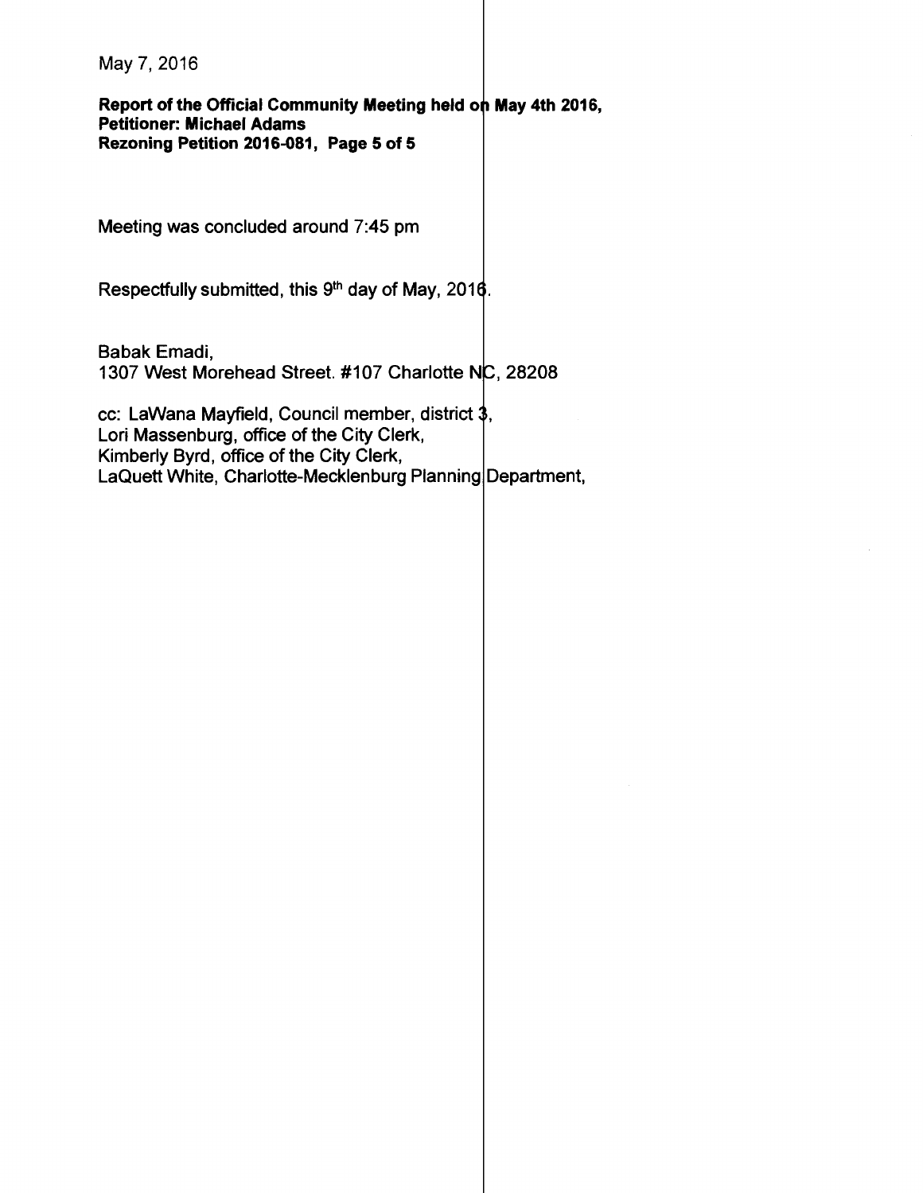May 7, 2016

**Report of the Official Community Meeting held on May 4th 2016,**
**Petitioner: Michael Adams**
**Rezoning Petition 2016-081, Page 5 of 5**

Meeting was concluded around 7:45 pm

Respectfully submitted, this 9th day of May, 2016.

Babak Emadi,
1307 West Morehead Street. #107 Charlotte NC, 28208

cc: LaWana Mayfield, Council member, district 3,
Lori Massenburg, office of the City Clerk,
Kimberly Byrd, office of the City Clerk,
LaQuett White, Charlotte-Mecklenburg Planning Department,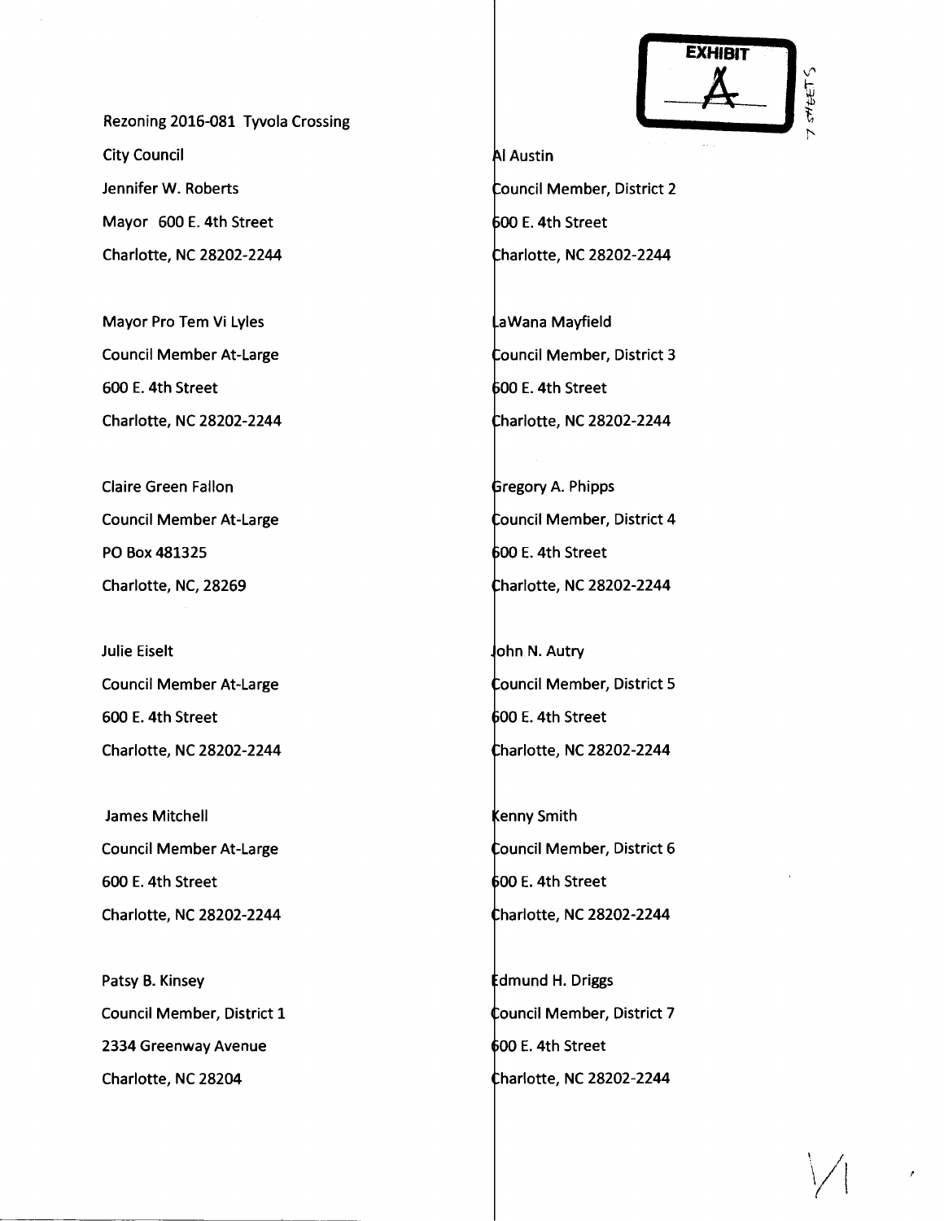EXHIBIT A

Rezoning 2016-081 Tyvola Crossing

City Council

Jennifer W. Roberts
Mayor 600 E. 4th Street
Charlotte, NC 28202-2244

Mayor Pro Tem Vi Lyles
Council Member At-Large
600 E. 4th Street
Charlotte, NC 28202-2244

Claire Green Fallon
Council Member At-Large
PO Box 481325
Charlotte, NC, 28269

Julie Eiselt
Council Member At-Large
600 E. 4th Street
Charlotte, NC 28202-2244

James Mitchell
Council Member At-Large
600 E. 4th Street
Charlotte, NC 28202-2244

Patsy B. Kinsey
Council Member, District 1
2334 Greenway Avenue
Charlotte, NC 28204

Al Austin
Council Member, District 2
600 E. 4th Street
Charlotte, NC 28202-2244

LaWana Mayfield
Council Member, District 3
600 E. 4th Street
Charlotte, NC 28202-2244

Gregory A. Phipps
Council Member, District 4
600 E. 4th Street
Charlotte, NC 28202-2244

John N. Autry
Council Member, District 5
600 E. 4th Street
Charlotte, NC 28202-2244

Kenny Smith
Council Member, District 6
600 E. 4th Street
Charlotte, NC 28202-2244

Edmund H. Driggs
Council Member, District 7
600 E. 4th Street
Charlotte, NC 28202-2244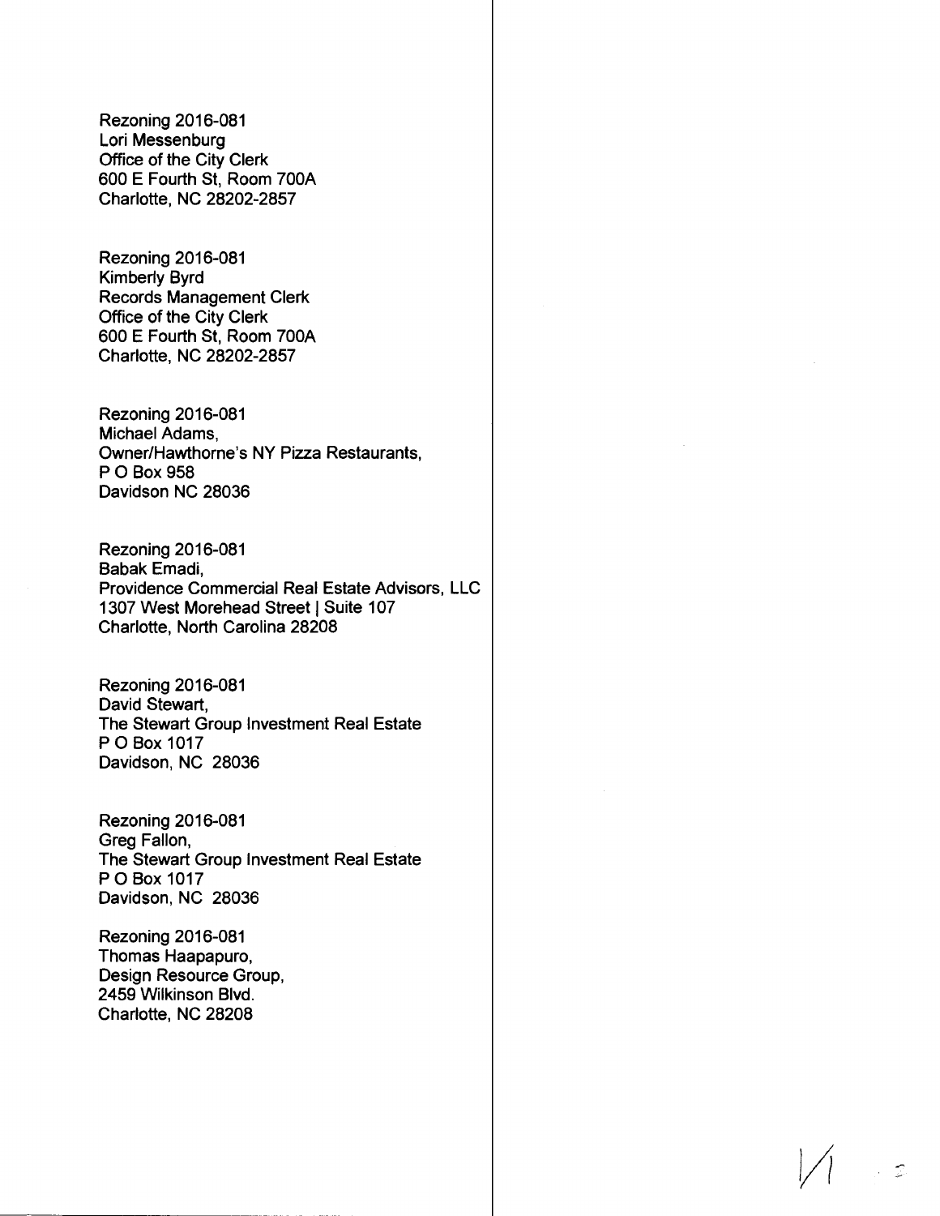Rezoning 2016-081
Lori Messenburg
Office of the City Clerk
600 E Fourth St, Room 700A
Charlotte, NC 28202-2857

Rezoning 2016-081
Kimberly Byrd
Records Management Clerk
Office of the City Clerk
600 E Fourth St, Room 700A
Charlotte, NC 28202-2857

Rezoning 2016-081
Michael Adams,
Owner/Hawthorne's NY Pizza Restaurants,
P O Box 958
Davidson NC 28036

Rezoning 2016-081
Babak Emadi,
Providence Commercial Real Estate Advisors, LLC
1307 West Morehead Street | Suite 107
Charlotte, North Carolina 28208

Rezoning 2016-081
David Stewart,
The Stewart Group Investment Real Estate
P O Box 1017
Davidson, NC 28036

Rezoning 2016-081
Greg Fallon,
The Stewart Group Investment Real Estate
P O Box 1017
Davidson, NC 28036

Rezoning 2016-081
Thomas Haapapuro,
Design Resource Group,
2459 Wilkinson Blvd.
Charlotte, NC 28208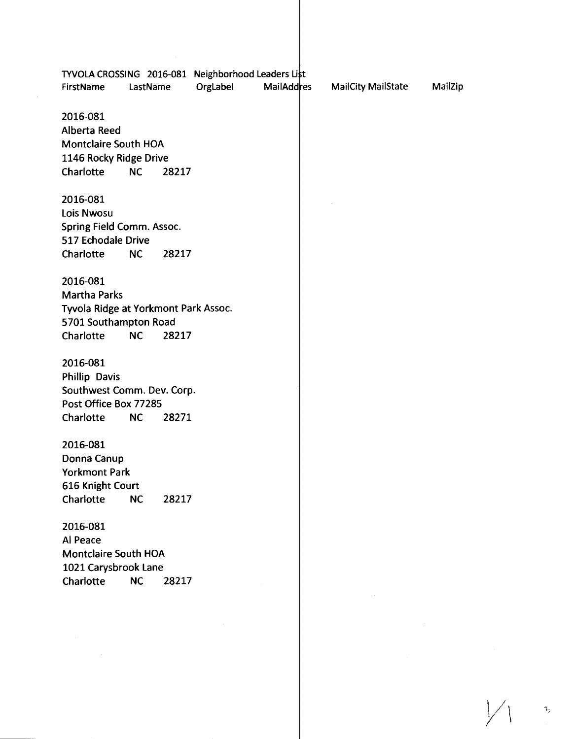TYVOLA CROSSING 2016-081 Neighborhood Leaders List

FirstName LastName OrgLabel MailAddres MailCity MailState MailZip

2016-081
Alberta Reed
Montclaire South HOA
1146 Rocky Ridge Drive
Charlotte NC 28217

2016-081
Lois Nwosu
Spring Field Comm. Assoc.
517 Echodale Drive
Charlotte NC 28217

2016-081
Martha Parks
Tyvola Ridge at Yorkmont Park Assoc.
5701 Southampton Road
Charlotte NC 28217

2016-081
Phillip Davis
Southwest Comm. Dev. Corp.
Post Office Box 77285
Charlotte NC 28271

2016-081
Donna Canup
Yorkmont Park
616 Knight Court
Charlotte NC 28217

2016-081
Al Peace
Montclaire South HOA
1021 Carysbrook Lane
Charlotte NC 28217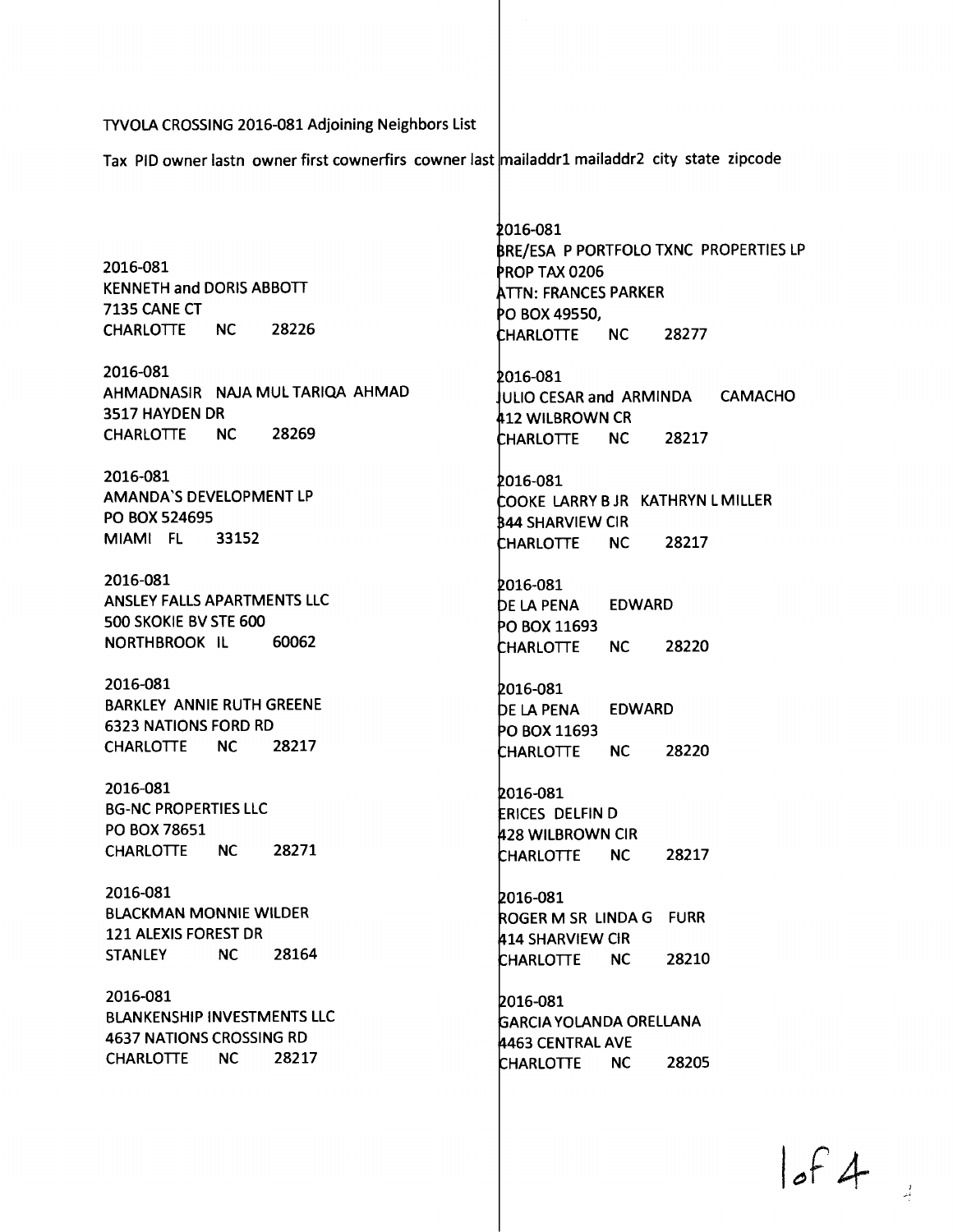TYVOLA CROSSING 2016-081 Adjoining Neighbors List

Tax PID owner lastn owner first cownerfirs cowner last mailaddr1 mailaddr2 city state zipcode

2016-081
KENNETH and DORIS ABBOTT
7135 CANE CT
CHARLOTTE NC 28226

2016-081
AHMADNASIR NAJA MUL TARIQA AHMAD
3517 HAYDEN DR
CHARLOTTE NC 28269

2016-081
AMANDA`S DEVELOPMENT LP
PO BOX 524695
MIAMI FL 33152

2016-081
ANSLEY FALLS APARTMENTS LLC
500 SKOKIE BV STE 600
NORTHBROOK IL 60062

2016-081
BARKLEY ANNIE RUTH GREENE
6323 NATIONS FORD RD
CHARLOTTE NC 28217

2016-081
BG-NC PROPERTIES LLC
PO BOX 78651
CHARLOTTE NC 28271

2016-081
BLACKMAN MONNIE WILDER
121 ALEXIS FOREST DR
STANLEY NC 28164

2016-081
BLANKENSHIP INVESTMENTS LLC
4637 NATIONS CROSSING RD
CHARLOTTE NC 28217

2016-081
BRE/ESA P PORTFOLO TXNC PROPERTIES LP
PROP TAX 0206
ATTN: FRANCES PARKER
PO BOX 49550,
CHARLOTTE NC 28277

2016-081
JULIO CESAR and ARMINDA CAMACHO
412 WILBROWN CR
CHARLOTTE NC 28217

2016-081
COOKE LARRY B JR KATHRYN L MILLER
344 SHARVIEW CIR
CHARLOTTE NC 28217

2016-081
DE LA PENA EDWARD
PO BOX 11693
CHARLOTTE NC 28220

2016-081
DE LA PENA EDWARD
PO BOX 11693
CHARLOTTE NC 28220

2016-081
ERICES DELFIN D
428 WILBROWN CIR
CHARLOTTE NC 28217

2016-081
ROGER M SR LINDA G FURR
414 SHARVIEW CIR
CHARLOTTE NC 28210

2016-081
GARCIA YOLANDA ORELLANA
4463 CENTRAL AVE
CHARLOTTE NC 28205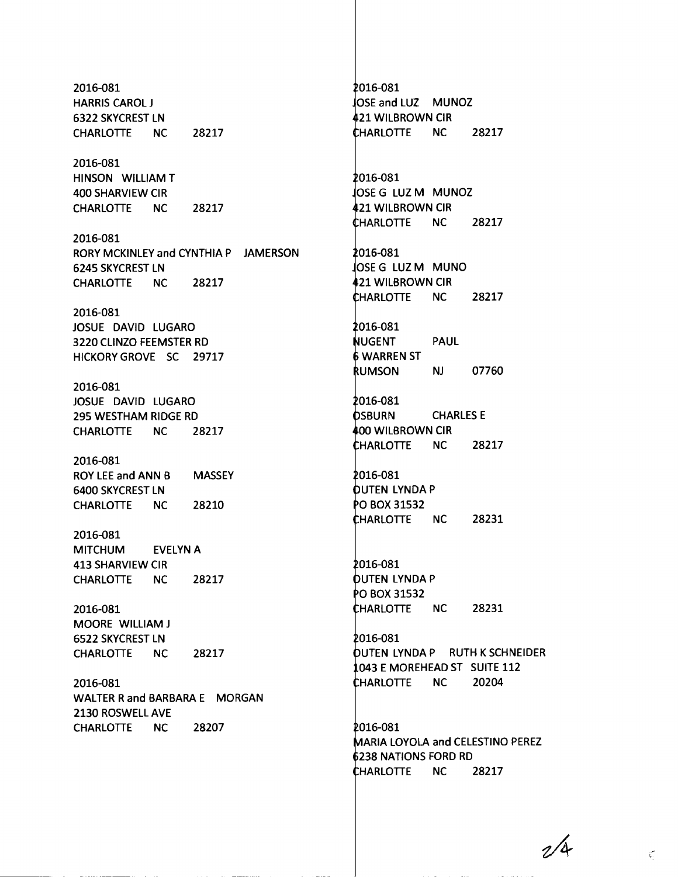2016-081
HARRIS CAROL J
6322 SKYCREST LN
CHARLOTTE NC 28217

2016-081
HINSON WILLIAM T
400 SHARVIEW CIR
CHARLOTTE NC 28217

2016-081
RORY MCKINLEY and CYNTHIA P JAMERSON
6245 SKYCREST LN
CHARLOTTE NC 28217

2016-081
JOSUE DAVID LUGARO
3220 CLINZO FEEMSTER RD
HICKORY GROVE SC 29717

2016-081
JOSUE DAVID LUGARO
295 WESTHAM RIDGE RD
CHARLOTTE NC 28217

2016-081
ROY LEE and ANN B MASSEY
6400 SKYCREST LN
CHARLOTTE NC 28210

2016-081
MITCHUM EVELYN A
413 SHARVIEW CIR
CHARLOTTE NC 28217

2016-081
MOORE WILLIAM J
6522 SKYCREST LN
CHARLOTTE NC 28217

2016-081
WALTER R and BARBARA E MORGAN
2130 ROSWELL AVE
CHARLOTTE NC 28207

2016-081
JOSE and LUZ MUNOZ
421 WILBROWN CIR
CHARLOTTE NC 28217

2016-081
JOSE G LUZ M MUNOZ
421 WILBROWN CIR
CHARLOTTE NC 28217

2016-081
JOSE G LUZ M MUNO
421 WILBROWN CIR
CHARLOTTE NC 28217

2016-081
NUGENT PAUL
6 WARREN ST
RUMSON NJ 07760

2016-081
OSBURN CHARLES E
400 WILBROWN CIR
CHARLOTTE NC 28217

2016-081
OUTEN LYNDA P
PO BOX 31532
CHARLOTTE NC 28231

2016-081
OUTEN LYNDA P
PO BOX 31532
CHARLOTTE NC 28231

2016-081
OUTEN LYNDA P RUTH K SCHNEIDER
1043 E MOREHEAD ST SUITE 112
CHARLOTTE NC 20204

2016-081
MARIA LOYOLA and CELESTINO PEREZ
6238 NATIONS FORD RD
CHARLOTTE NC 28217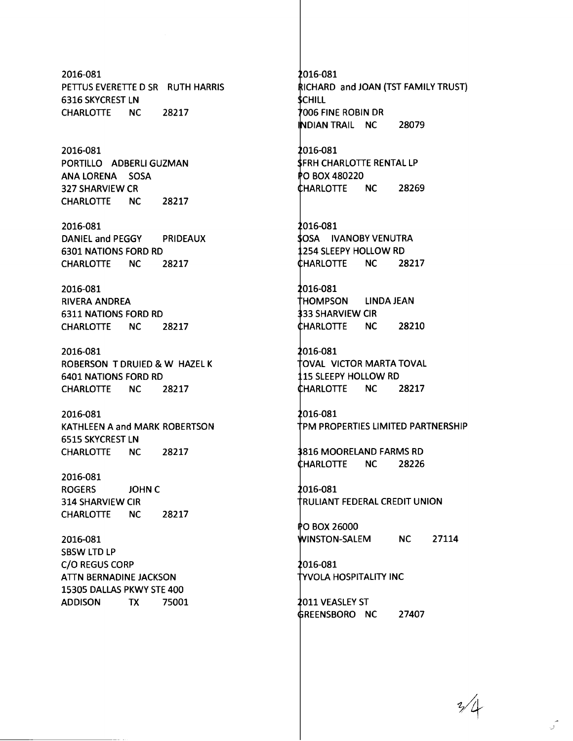2016-081
PETTUS EVERETTE D SR RUTH HARRIS
6316 SKYCREST LN
CHARLOTTE NC 28217

2016-081
PORTILLO ADBERLI GUZMAN
ANA LORENA SOSA
327 SHARVIEW CR
CHARLOTTE NC 28217

2016-081
DANIEL and PEGGY PRIDEAUX
6301 NATIONS FORD RD
CHARLOTTE NC 28217

2016-081
RIVERA ANDREA
6311 NATIONS FORD RD
CHARLOTTE NC 28217

2016-081
ROBERSON T DRUIED & W HAZEL K
6401 NATIONS FORD RD
CHARLOTTE NC 28217

2016-081
KATHLEEN A and MARK ROBERTSON
6515 SKYCREST LN
CHARLOTTE NC 28217

2016-081
ROGERS JOHN C
314 SHARVIEW CIR
CHARLOTTE NC 28217

2016-081
SBSW LTD LP
C/O REGUS CORP
ATTN BERNADINE JACKSON
15305 DALLAS PKWY STE 400
ADDISON TX 75001

2016-081
RICHARD and JOAN (TST FAMILY TRUST)
SCHILL
7006 FINE ROBIN DR
INDIAN TRAIL NC 28079

2016-081
SFRH CHARLOTTE RENTAL LP
PO BOX 480220
CHARLOTTE NC 28269

2016-081
SOSA IVANOBY VENUTRA
1254 SLEEPY HOLLOW RD
CHARLOTTE NC 28217

2016-081
THOMPSON LINDA JEAN
333 SHARVIEW CIR
CHARLOTTE NC 28210

2016-081
TOVAL VICTOR MARTA TOVAL
115 SLEEPY HOLLOW RD
CHARLOTTE NC 28217

2016-081
TPM PROPERTIES LIMITED PARTNERSHIP

3816 MOORELAND FARMS RD
CHARLOTTE NC 28226

2016-081
TRULIANT FEDERAL CREDIT UNION

PO BOX 26000
WINSTON-SALEM NC 27114

2016-081
TYVOLA HOSPITALITY INC

2011 VEASLEY ST
GREENSBORO NC 27407

3/4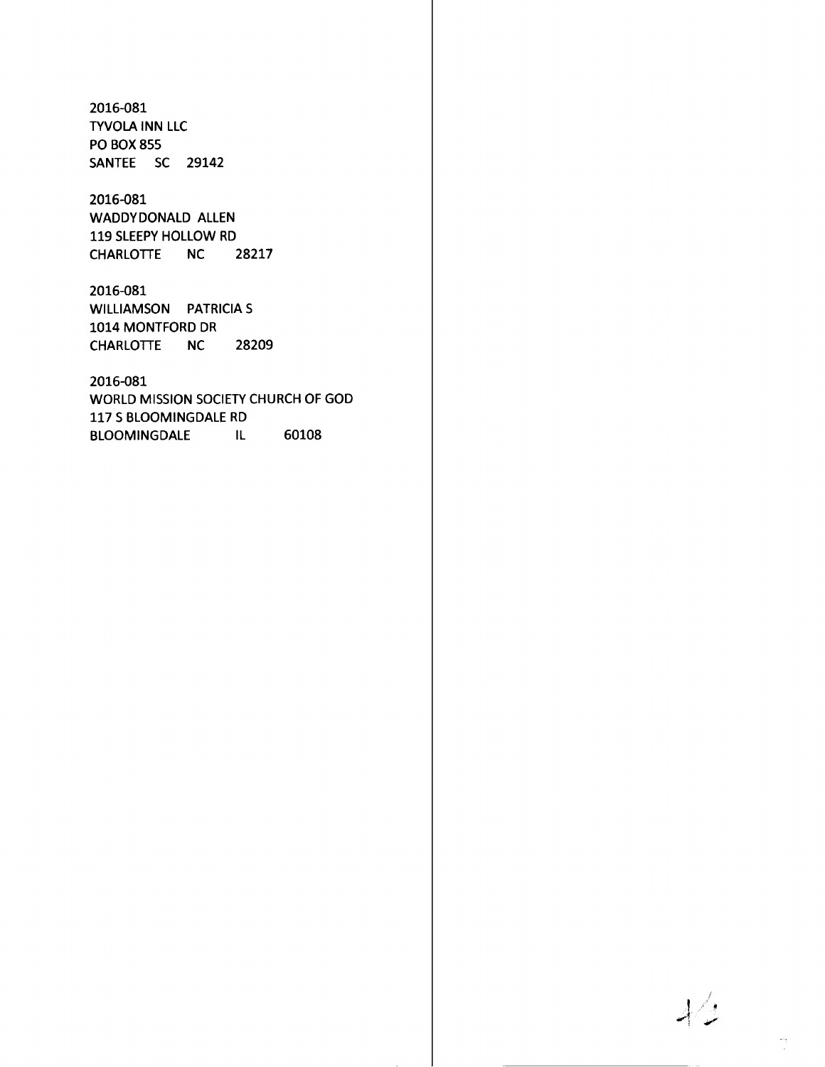2016-081
TYVOLA INN LLC
PO BOX 855
SANTEE SC 29142

2016-081
WADDYDONALD ALLEN
119 SLEEPY HOLLOW RD
CHARLOTTE NC 28217

2016-081
WILLIAMSON PATRICIA S
1014 MONTFORD DR
CHARLOTTE NC 28209

2016-081
WORLD MISSION SOCIETY CHURCH OF GOD
117 S BLOOMINGDALE RD
BLOOMINGDALE IL 60108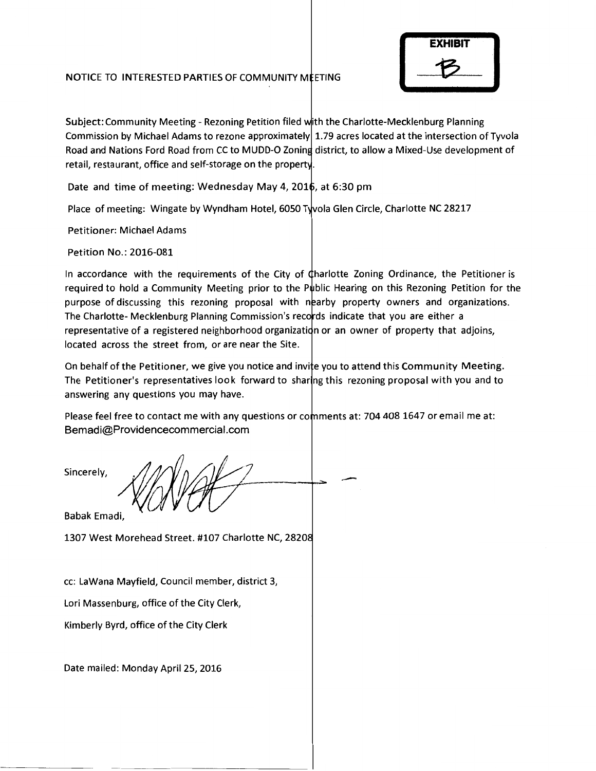**EXHIBIT**

**B**

NOTICE TO INTERESTED PARTIES OF COMMUNITY MEETING

Subject: Community Meeting - Rezoning Petition filed with the Charlotte-Mecklenburg Planning Commission by Michael Adams to rezone approximately 1.79 acres located at the intersection of Tyvola Road and Nations Ford Road from CC to MUDD-O Zoning district, to allow a Mixed-Use development of retail, restaurant, office and self-storage on the property.

Date and time of meeting: Wednesday May 4, 2016, at 6:30 pm

Place of meeting: Wingate by Wyndham Hotel, 6050 Tyvola Glen Circle, Charlotte NC 28217

Petitioner: Michael Adams

Petition No.: 2016-081

In accordance with the requirements of the City of Charlotte Zoning Ordinance, the Petitioner is required to hold a Community Meeting prior to the Public Hearing on this Rezoning Petition for the purpose of discussing this rezoning proposal with nearby property owners and organizations. The Charlotte- Mecklenburg Planning Commission's records indicate that you are either a representative of a registered neighborhood organization or an owner of property that adjoins, located across the street from, or are near the Site.

On behalf of the Petitioner, we give you notice and invite you to attend this Community Meeting. The Petitioner's representatives look forward to sharing this rezoning proposal with you and to answering any questions you may have.

Please feel free to contact me with any questions or comments at: 704 408 1647 or email me at: Bemadi@Providencecommercial.com

Sincerely,

Babak Emadi,

1307 West Morehead Street. #107 Charlotte NC, 28208

cc: LaWana Mayfield, Council member, district 3,

Lori Massenburg, office of the City Clerk,

Kimberly Byrd, office of the City Clerk

Date mailed: Monday April 25, 2016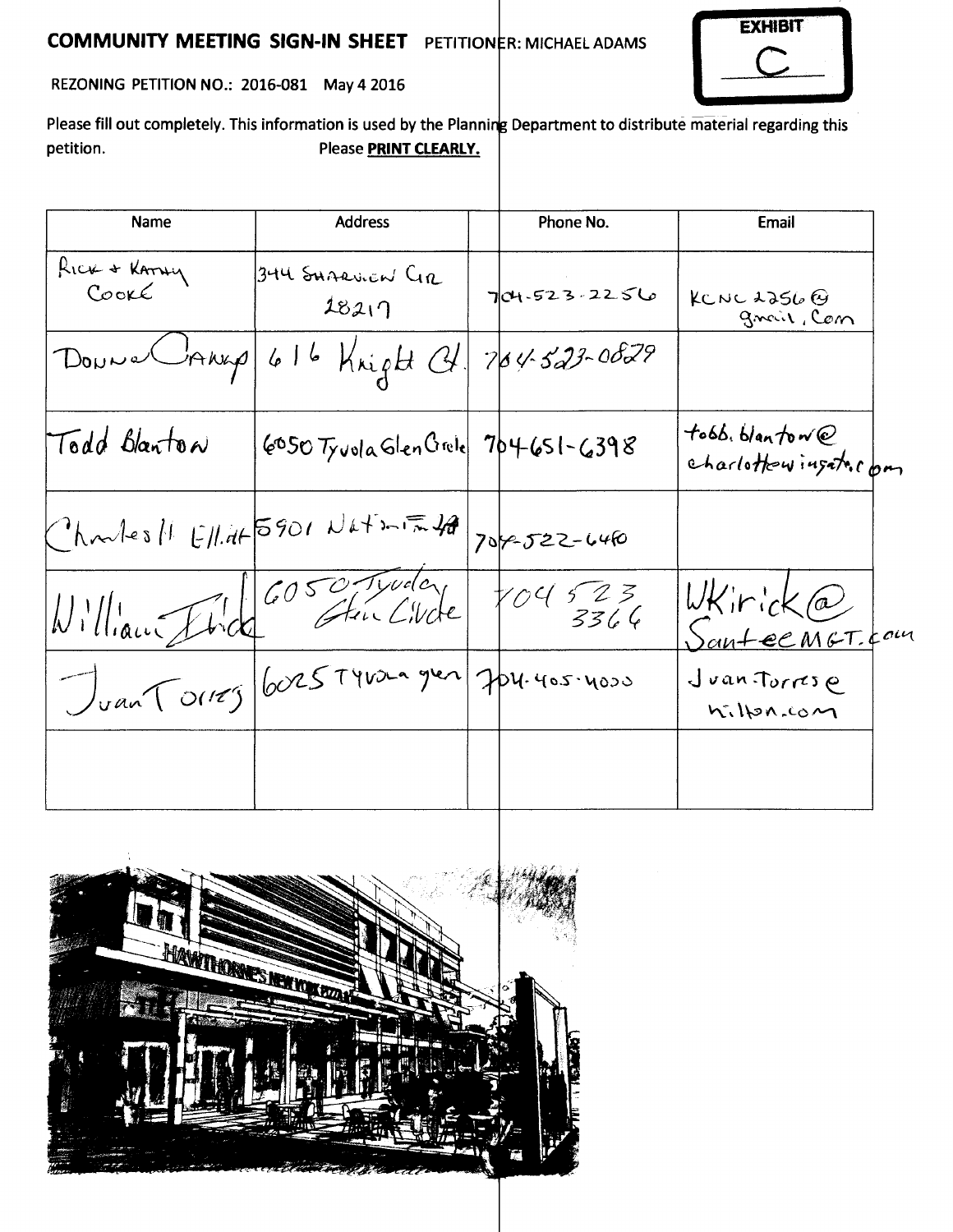**EXHIBIT C**

## COMMUNITY MEETING SIGN-IN SHEET PETITIONER: MICHAEL ADAMS

REZONING PETITION NO.: 2016-081 May 4 2016

Please fill out completely. This information is used by the Planning Department to distribute material regarding this petition. Please **PRINT CLEARLY.**

| Name | Address | Phone No. | Email |
| --- | --- | --- | --- |
| Rick & Kathy Cooke | 344 Sharview Cir 28217 | 704-523-2256 | KCNC2256@gmail.com |
| Donna Camp | 616 Knight Ct. | 704-523-0829 | |
| Todd Blanton | 6050 Tyvola Glen Circle | 704-651-6398 | todd.blanton@charlottewingate.com |
| Charles H. Elliott | 5901 Nations Ford | 704-522-6460 | |
| William Kirick | 6050 Tyvola Glen Circle | 704 523 3364 | WKirick@SanteeMGT.com |
| Juan Torres | 6025 Tyvola Glen | 704-405-4030 | Juan.Torres@hilton.com |
| | | | |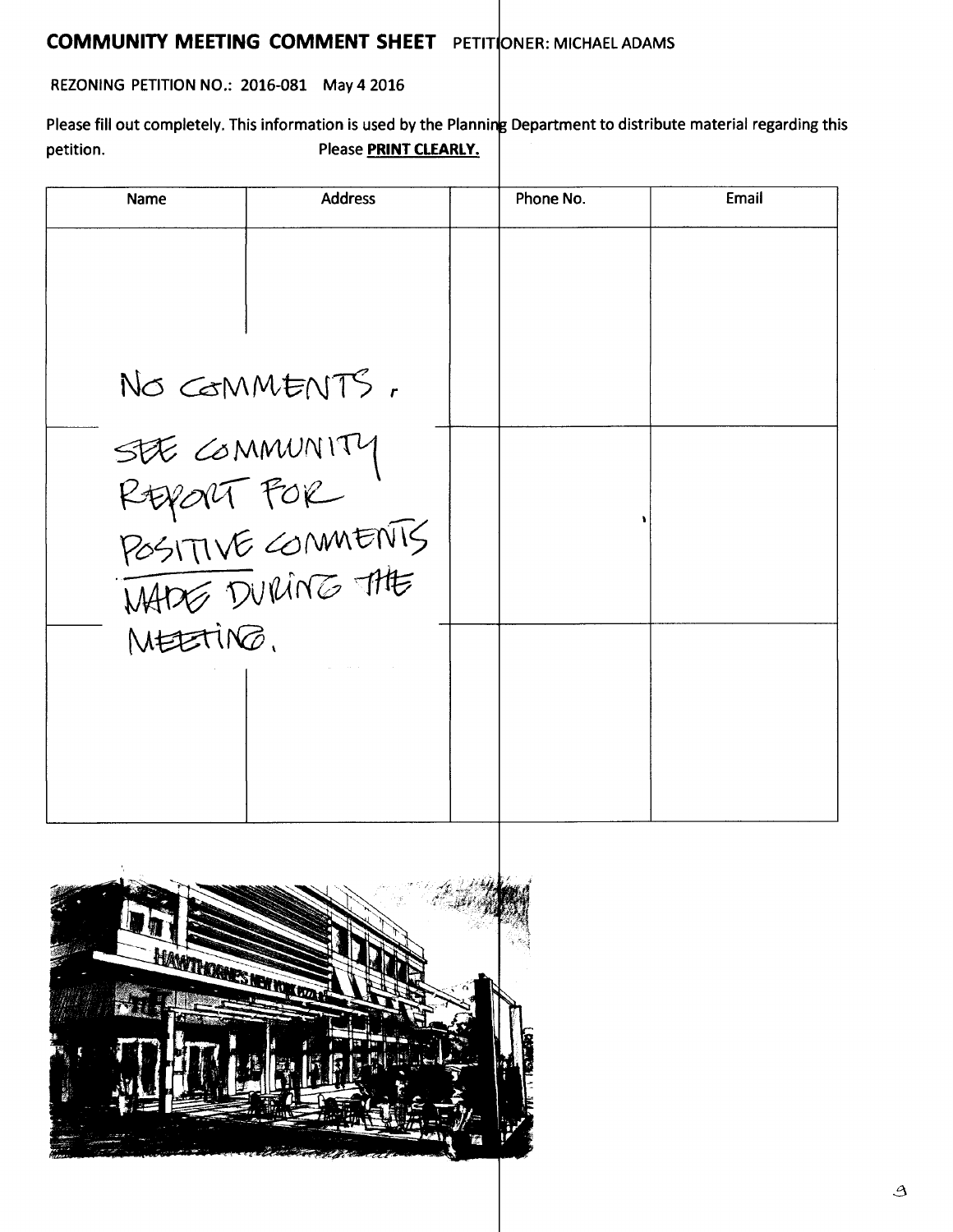**COMMUNITY MEETING COMMENT SHEET** PETITIONER: MICHAEL ADAMS

REZONING PETITION NO.: 2016-081 May 4 2016

Please fill out completely. This information is used by the Planning Department to distribute material regarding this petition. Please **PRINT CLEARLY.**

| Name | Address | | Phone No. | Email |
| --- | --- | --- | --- | --- |
| NO COMMENTS. SEE COMMUNITY REPORT FOR POSITIVE COMMENTS MADE DURING THE MEETING. | | | | |
| | | | | |
| | | | | |